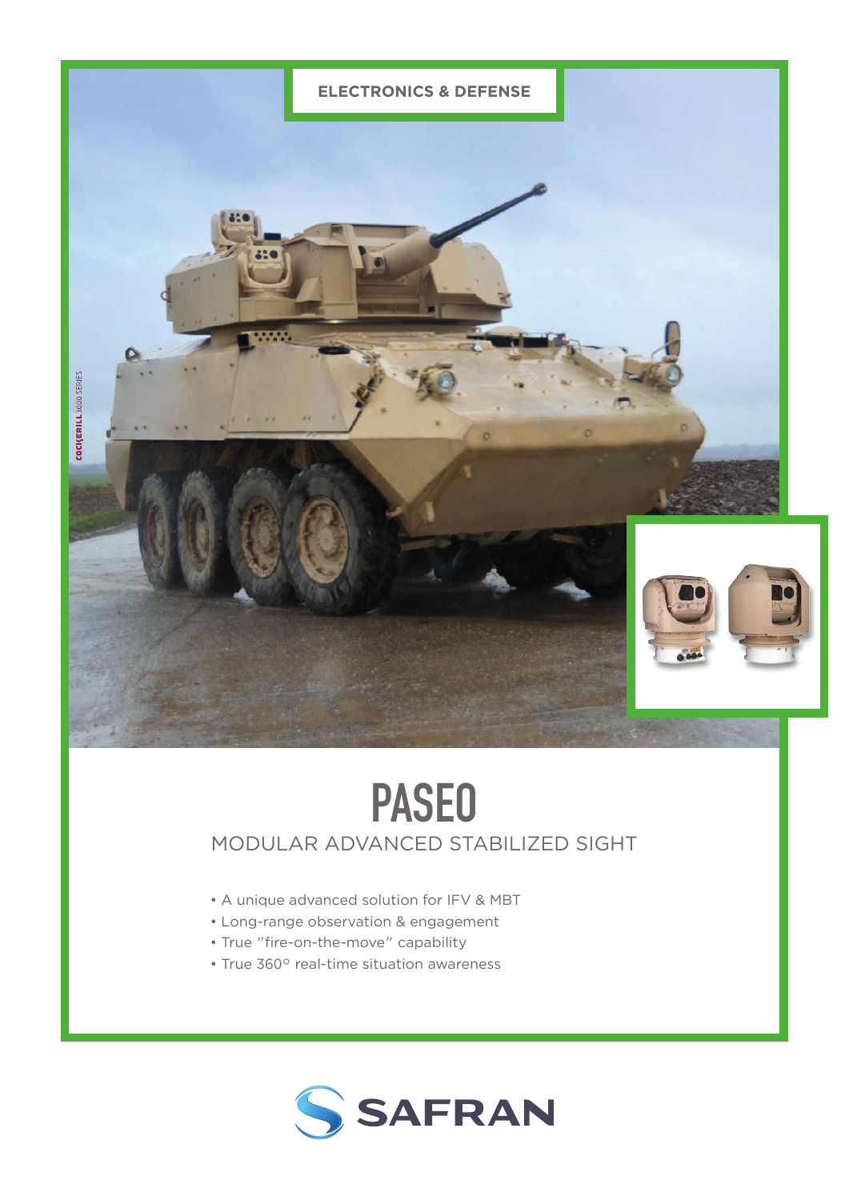ELECTRONICS & DEFENSE

COCKERILL 3000 SERIES

# PASEO

## MODULAR ADVANCED STABILIZED SIGHT

- A unique advanced solution for IFV & MBT
- Long-range observation & engagement
- True "fire-on-the-move" capability
- True 360° real-time situation awareness

SAFRAN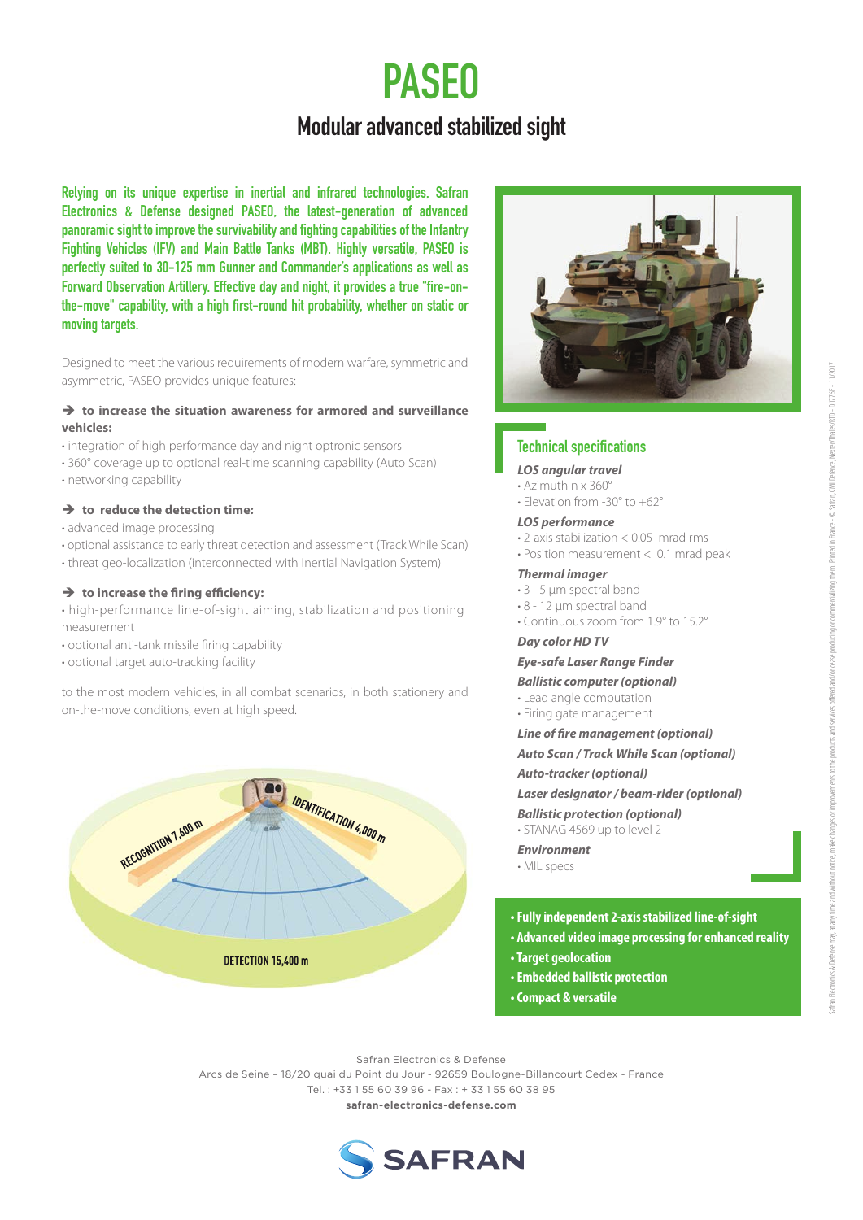# PASEO

## Modular advanced stabilized sight

**Relying on its unique expertise in inertial and infrared technologies, Safran Electronics & Defense designed PASEO, the latest-generation of advanced panoramic sight to improve the survivability and fighting capabilities of the Infantry Fighting Vehicles (IFV) and Main Battle Tanks (MBT). Highly versatile, PASEO is perfectly suited to 30-125 mm Gunner and Commander's applications as well as Forward Observation Artillery. Effective day and night, it provides a true "fire-on-the-move" capability, with a high first-round hit probability, whether on static or moving targets.**

Designed to meet the various requirements of modern warfare, symmetric and asymmetric, PASEO provides unique features:

**➔ to increase the situation awareness for armored and surveillance vehicles:**

- integration of high performance day and night optronic sensors
- 360° coverage up to optional real-time scanning capability (Auto Scan)
- networking capability

**➔ to reduce the detection time:**

- advanced image processing
- optional assistance to early threat detection and assessment (Track While Scan)
- threat geo-localization (interconnected with Inertial Navigation System)

**➔ to increase the firing efficiency:**

- high-performance line-of-sight aiming, stabilization and positioning measurement
- optional anti-tank missile firing capability
- optional target auto-tracking facility

to the most modern vehicles, in all combat scenarios, in both stationery and on-the-move conditions, even at high speed.

RECOGNITION 7,600 m

IDENTIFICATION 4,000 m

DETECTION 15,400 m

## Technical specifications

***LOS angular travel***
- Azimuth n x 360°
- Elevation from -30° to +62°

***LOS performance***
- 2-axis stabilization < 0.05 mrad rms
- Position measurement < 0.1 mrad peak

***Thermal imager***
- 3 - 5 µm spectral band
- 8 - 12 µm spectral band
- Continuous zoom from 1.9° to 15.2°

***Day color HD TV***

***Eye-safe Laser Range Finder***

***Ballistic computer (optional)***
- Lead angle computation
- Firing gate management

***Line of fire management (optional)***

***Auto Scan / Track While Scan (optional)***

***Auto-tracker (optional)***

***Laser designator / beam-rider (optional)***

***Ballistic protection (optional)***
- STANAG 4569 up to level 2

***Environment***
- MIL specs

- **Fully independent 2-axis stabilized line-of-sight**
- **Advanced video image processing for enhanced reality**
- **Target geolocation**
- **Embedded ballistic protection**
- **Compact & versatile**

Safran Electronics & Defense
Arcs de Seine – 18/20 quai du Point du Jour - 92659 Boulogne-Billancourt Cedex - France
Tel. : +33 1 55 60 39 96 - Fax : + 33 1 55 60 38 95
**safran-electronics-defense.com**

SAFRAN